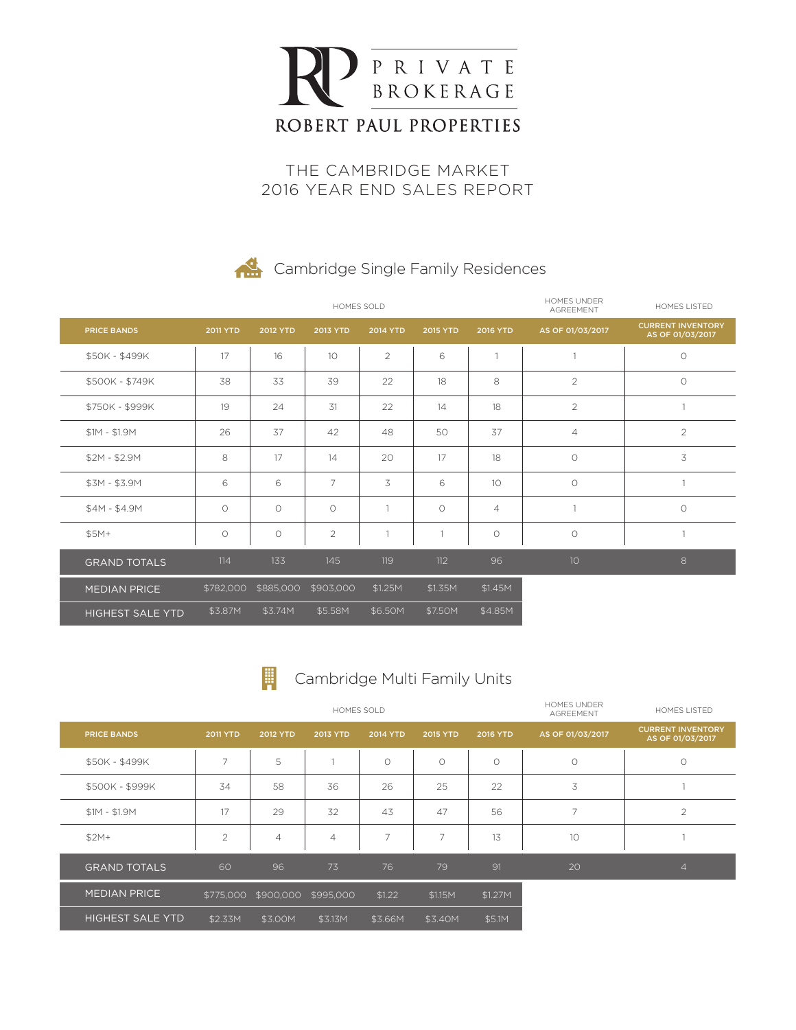PRIVATE BROKERAGE

ROBERT PAUL PROPERTIES

# THE CAMBRIDGE MARKET
# 2016 YEAR END SALES REPORT

## Cambridge Single Family Residences

| | HOMES SOLD | | | | | | HOMES UNDER AGREEMENT | HOMES LISTED |
|---|---|---|---|---|---|---|---|---|
| **PRICE BANDS** | **2011 YTD** | **2012 YTD** | **2013 YTD** | **2014 YTD** | **2015 YTD** | **2016 YTD** | **AS OF 01/03/2017** | **CURRENT INVENTORY AS OF 01/03/2017** |
| $50K - $499K | 17 | 16 | 10 | 2 | 6 | 1 | 1 | 0 |
| $500K - $749K | 38 | 33 | 39 | 22 | 18 | 8 | 2 | 0 |
| $750K - $999K | 19 | 24 | 31 | 22 | 14 | 18 | 2 | 1 |
| $1M - $1.9M | 26 | 37 | 42 | 48 | 50 | 37 | 4 | 2 |
| $2M - $2.9M | 8 | 17 | 14 | 20 | 17 | 18 | 0 | 3 |
| $3M - $3.9M | 6 | 6 | 7 | 3 | 6 | 10 | 0 | 1 |
| $4M - $4.9M | 0 | 0 | 0 | 1 | 0 | 4 | 1 | 0 |
| $5M+ | 0 | 0 | 2 | 1 | 1 | 0 | 0 | 1 |
| GRAND TOTALS | 114 | 133 | 145 | 119 | 112 | 96 | 10 | 8 |
| MEDIAN PRICE | $782,000 | $885,000 | $903,000 | $1.25M | $1.35M | $1.45M | | |
| HIGHEST SALE YTD | $3.87M | $3.74M | $5.58M | $6.50M | $7.50M | $4.85M | | |

## Cambridge Multi Family Units

| | HOMES SOLD | | | | | | HOMES UNDER AGREEMENT | HOMES LISTED |
|---|---|---|---|---|---|---|---|---|
| **PRICE BANDS** | **2011 YTD** | **2012 YTD** | **2013 YTD** | **2014 YTD** | **2015 YTD** | **2016 YTD** | **AS OF 01/03/2017** | **CURRENT INVENTORY AS OF 01/03/2017** |
| $50K - $499K | 7 | 5 | 1 | 0 | 0 | 0 | 0 | 0 |
| $500K - $999K | 34 | 58 | 36 | 26 | 25 | 22 | 3 | 1 |
| $1M - $1.9M | 17 | 29 | 32 | 43 | 47 | 56 | 7 | 2 |
| $2M+ | 2 | 4 | 4 | 7 | 7 | 13 | 10 | 1 |
| GRAND TOTALS | 60 | 96 | 73 | 76 | 79 | 91 | 20 | 4 |
| MEDIAN PRICE | $775,000 | $900,000 | $995,000 | $1.22 | $1.15M | $1.27M | | |
| HIGHEST SALE YTD | $2.33M | $3.00M | $3.13M | $3.66M | $3.40M | $5.1M | | |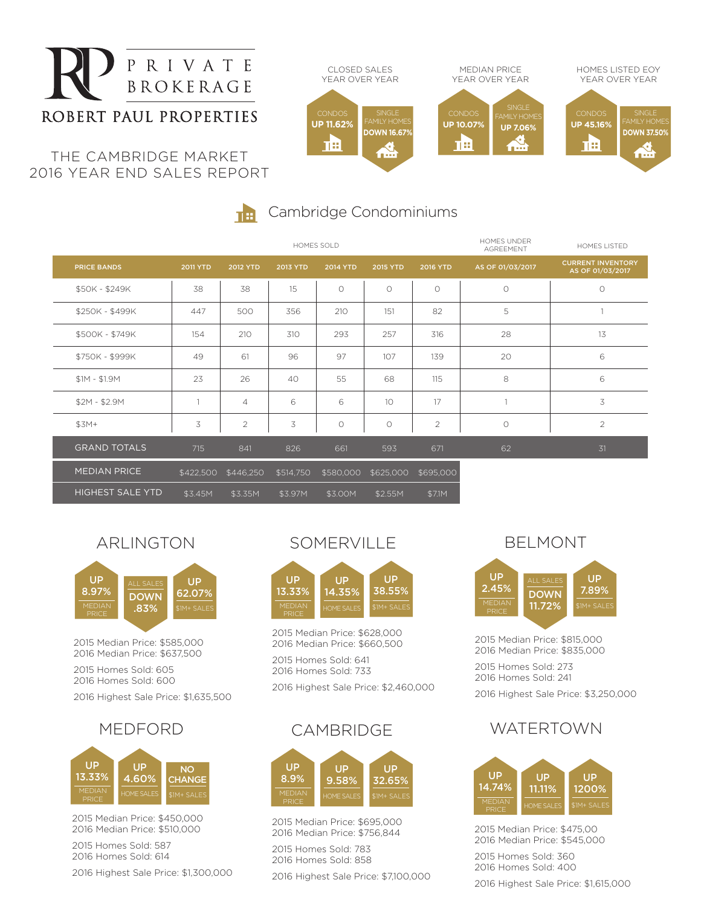# PRIVATE BROKERAGE

# ROBERT PAUL PROPERTIES

## THE CAMBRIDGE MARKET 2016 YEAR END SALES REPORT

CLOSED SALES YEAR OVER YEAR

CONDOS **UP 11.62%**

SINGLE FAMILY HOMES **DOWN 16.67%**

MEDIAN PRICE YEAR OVER YEAR

CONDOS **UP 10.07%**

SINGLE FAMILY HOMES **UP 7.06%**

HOMES LISTED EOY YEAR OVER YEAR

CONDOS **UP 45.16%**

SINGLE FAMILY HOMES **DOWN 37.50%**

## Cambridge Condominiums

| | HOMES SOLD | | | | | | HOMES UNDER AGREEMENT | HOMES LISTED |
|---|---|---|---|---|---|---|---|---|
| PRICE BANDS | 2011 YTD | 2012 YTD | 2013 YTD | 2014 YTD | 2015 YTD | 2016 YTD | AS OF 01/03/2017 | CURRENT INVENTORY AS OF 01/03/2017 |
| $50K - $249K | 38 | 38 | 15 | 0 | 0 | 0 | 0 | 0 |
| $250K - $499K | 447 | 500 | 356 | 210 | 151 | 82 | 5 | 1 |
| $500K - $749K | 154 | 210 | 310 | 293 | 257 | 316 | 28 | 13 |
| $750K - $999K | 49 | 61 | 96 | 97 | 107 | 139 | 20 | 6 |
| $1M - $1.9M | 23 | 26 | 40 | 55 | 68 | 115 | 8 | 6 |
| $2M - $2.9M | 1 | 4 | 6 | 6 | 10 | 17 | 1 | 3 |
| $3M+ | 3 | 2 | 3 | 0 | 0 | 2 | 0 | 2 |
| GRAND TOTALS | 715 | 841 | 826 | 661 | 593 | 671 | 62 | 31 |
| MEDIAN PRICE | $422,500 | $446,250 | $514,750 | $580,000 | $625,000 | $695,000 | | |
| HIGHEST SALE YTD | $3.45M | $3.35M | $3.97M | $3.00M | $2.55M | $7.1M | | |

## ARLINGTON

UP 8.97% MEDIAN PRICE

ALL SALES DOWN .83%

UP 62.07% $1M+ SALES

2015 Median Price: $585,000
2016 Median Price: $637,500

2015 Homes Sold: 605
2016 Homes Sold: 600

2016 Highest Sale Price: $1,635,500

## SOMERVILLE

UP 13.33% MEDIAN PRICE

UP 14.35% HOME SALES

UP 38.55% $1M+ SALES

2015 Median Price: $628,000
2016 Median Price: $660,500

2015 Homes Sold: 641
2016 Homes Sold: 733

2016 Highest Sale Price: $2,460,000

## BELMONT

UP 2.45% MEDIAN PRICE

ALL SALES DOWN 11.72%

UP 7.89% $1M+ SALES

2015 Median Price: $815,000
2016 Median Price: $835,000

2015 Homes Sold: 273
2016 Homes Sold: 241

2016 Highest Sale Price: $3,250,000

## MEDFORD

UP 13.33% MEDIAN PRICE

UP 4.60% HOME SALES

NO CHANGE $1M+ SALES

2015 Median Price: $450,000
2016 Median Price: $510,000

2015 Homes Sold: 587
2016 Homes Sold: 614

2016 Highest Sale Price: $1,300,000

## CAMBRIDGE

UP 8.9% MEDIAN PRICE

UP 9.58% HOME SALES

UP 32.65% $1M+ SALES

2015 Median Price: $695,000
2016 Median Price: $756,844

2015 Homes Sold: 783
2016 Homes Sold: 858

2016 Highest Sale Price: $7,100,000

## WATERTOWN

UP 14.74% MEDIAN PRICE

UP 11.11% HOME SALES

UP 1200% $1M+ SALES

2015 Median Price: $475,00
2016 Median Price: $545,000

2015 Homes Sold: 360
2016 Homes Sold: 400

2016 Highest Sale Price: $1,615,000